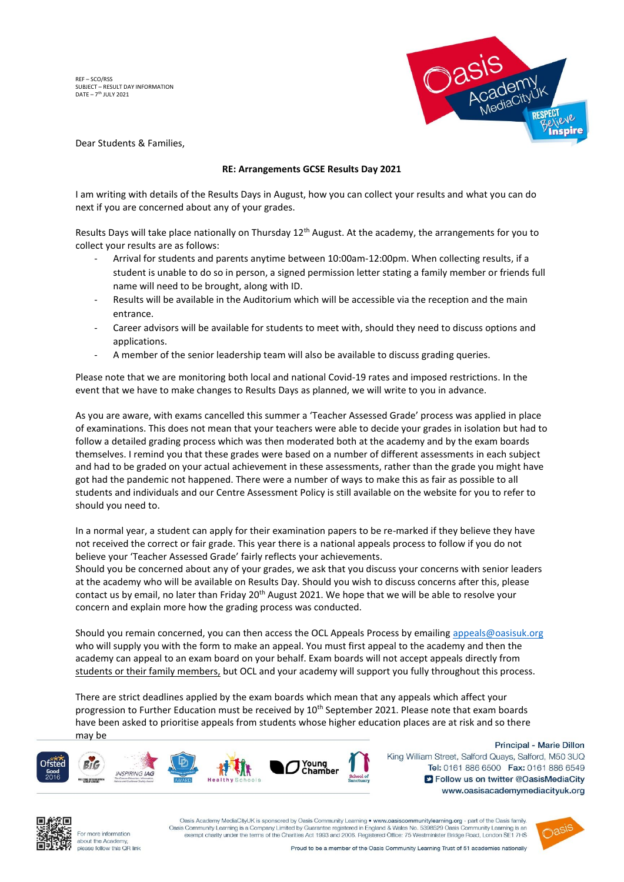REF – SCO/RSS
SUBJECT – RESULT DAY INFORMATION
DATE – 7th JULY 2021

Dear Students & Families,

**RE: Arrangements GCSE Results Day 2021**

I am writing with details of the Results Days in August, how you can collect your results and what you can do next if you are concerned about any of your grades.

Results Days will take place nationally on Thursday 12th August. At the academy, the arrangements for you to collect your results are as follows:

- Arrival for students and parents anytime between 10:00am-12:00pm. When collecting results, if a student is unable to do so in person, a signed permission letter stating a family member or friends full name will need to be brought, along with ID.
- Results will be available in the Auditorium which will be accessible via the reception and the main entrance.
- Career advisors will be available for students to meet with, should they need to discuss options and applications.
- A member of the senior leadership team will also be available to discuss grading queries.

Please note that we are monitoring both local and national Covid-19 rates and imposed restrictions. In the event that we have to make changes to Results Days as planned, we will write to you in advance.

As you are aware, with exams cancelled this summer a 'Teacher Assessed Grade' process was applied in place of examinations. This does not mean that your teachers were able to decide your grades in isolation but had to follow a detailed grading process which was then moderated both at the academy and by the exam boards themselves. I remind you that these grades were based on a number of different assessments in each subject and had to be graded on your actual achievement in these assessments, rather than the grade you might have got had the pandemic not happened. There were a number of ways to make this as fair as possible to all students and individuals and our Centre Assessment Policy is still available on the website for you to refer to should you need to.

In a normal year, a student can apply for their examination papers to be re-marked if they believe they have not received the correct or fair grade. This year there is a national appeals process to follow if you do not believe your 'Teacher Assessed Grade' fairly reflects your achievements.
Should you be concerned about any of your grades, we ask that you discuss your concerns with senior leaders at the academy who will be available on Results Day. Should you wish to discuss concerns after this, please contact us by email, no later than Friday 20th August 2021. We hope that we will be able to resolve your concern and explain more how the grading process was conducted.

Should you remain concerned, you can then access the OCL Appeals Process by emailing appeals@oasisuk.org who will supply you with the form to make an appeal. You must first appeal to the academy and then the academy can appeal to an exam board on your behalf. Exam boards will not accept appeals directly from students or their family members, but OCL and your academy will support you fully throughout this process.

There are strict deadlines applied by the exam boards which mean that any appeals which affect your progression to Further Education must be received by 10th September 2021. Please note that exam boards have been asked to prioritise appeals from students whose higher education places are at risk and so there may be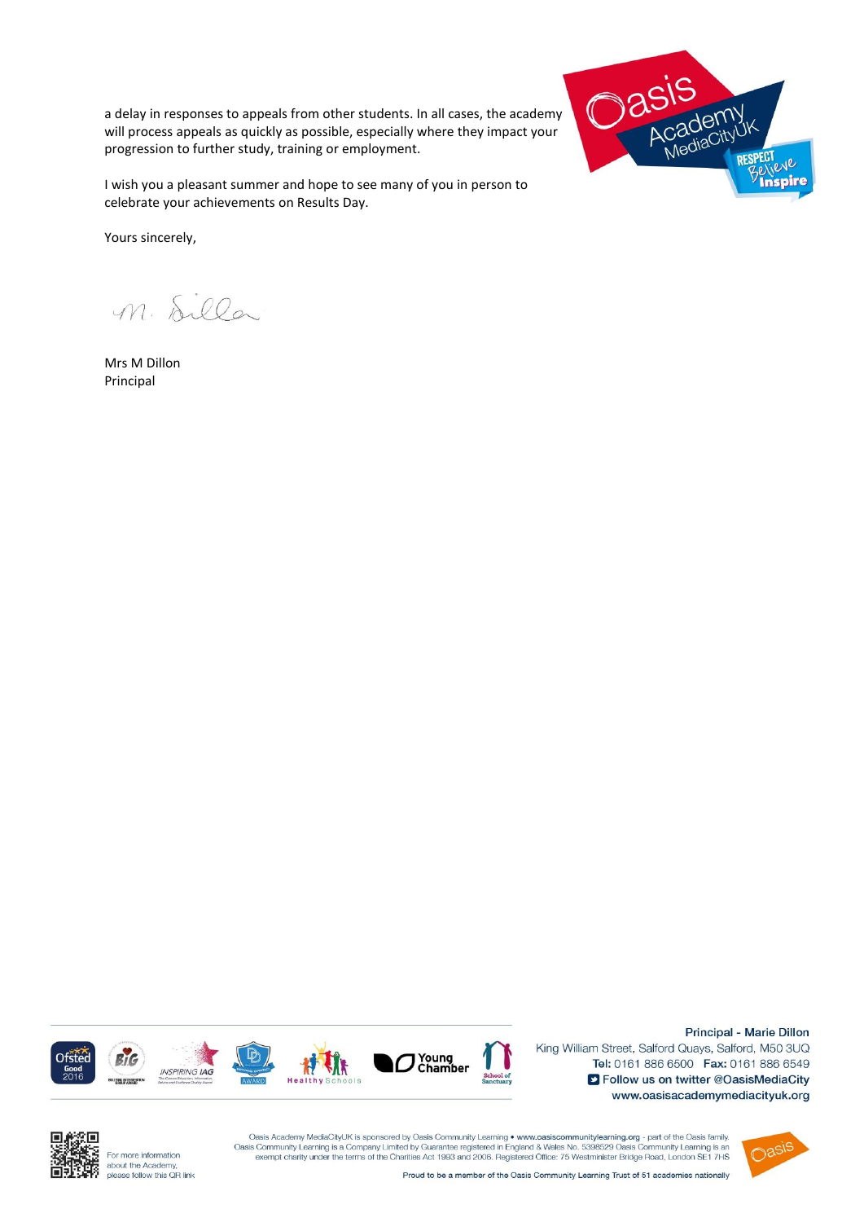a delay in responses to appeals from other students. In all cases, the academy will process appeals as quickly as possible, especially where they impact your progression to further study, training or employment.

I wish you a pleasant summer and hope to see many of you in person to celebrate your achievements on Results Day.

Yours sincerely,

Mrs M Dillon
Principal

Principal - Marie Dillon
King William Street, Salford Quays, Salford, M50 3UQ
**Tel:** 0161 886 6500 **Fax:** 0161 886 6549
Follow us on twitter @OasisMediaCity
www.oasisacademymediacityuk.org

For more information about the Academy, please follow this QR link

Oasis Academy MediaCityUK is sponsored by Oasis Community Learning • www.oasiscommunitylearning.org - part of the Oasis family. Oasis Community Learning is a Company Limited by Guarantee registered in England & Wales No. 5398529 Oasis Community Learning is an exempt charity under the terms of the Charities Act 1993 and 2006. Registered Office: 75 Westminster Bridge Road, London SE1 7HS

Proud to be a member of the Oasis Community Learning Trust of 51 academies nationally